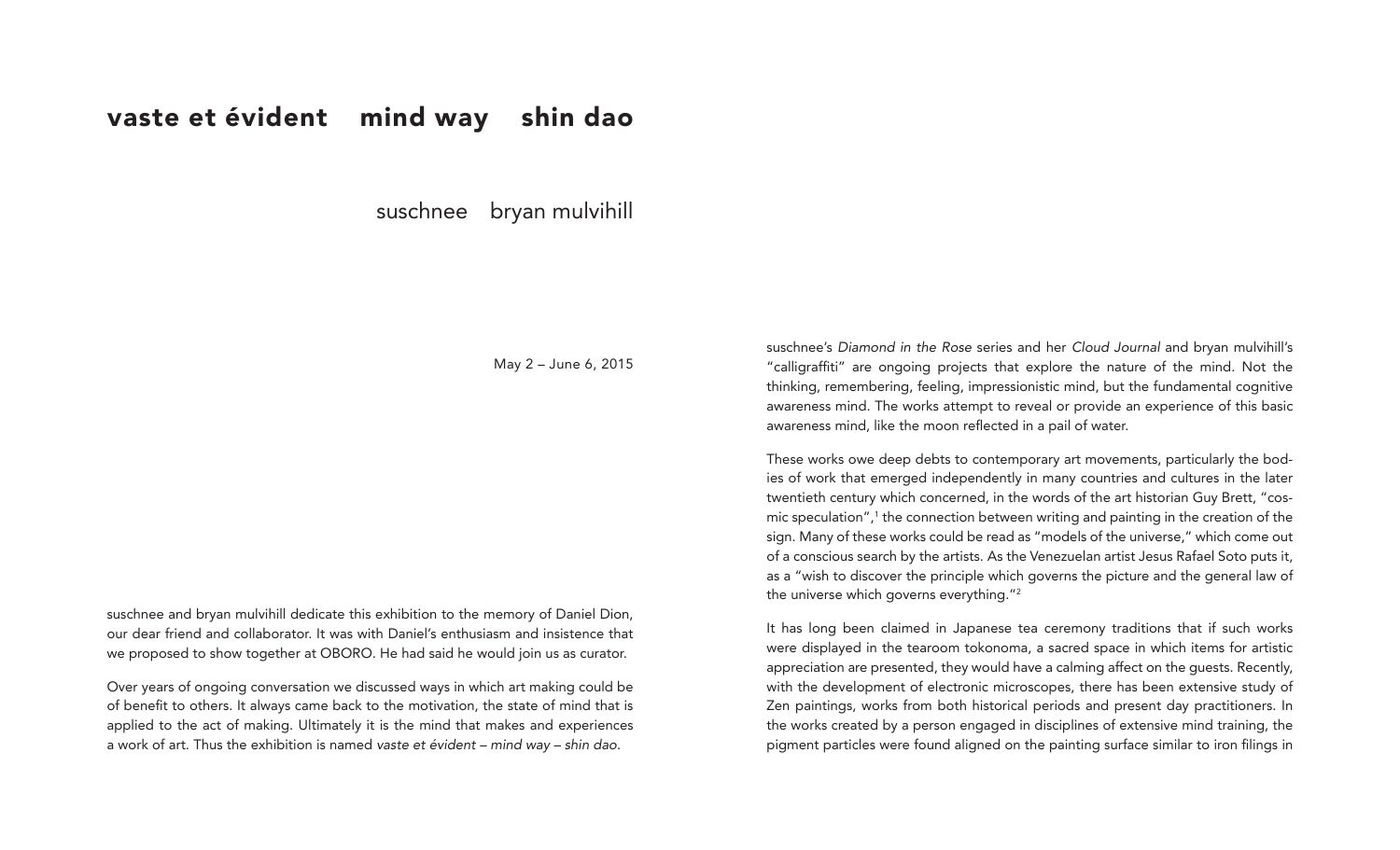# vaste et évident    mind way    shin dao

suschnee    bryan mulvihill

May 2 – June 6, 2015

suschnee and bryan mulvihill dedicate this exhibition to the memory of Daniel Dion, our dear friend and collaborator. It was with Daniel's enthusiasm and insistence that we proposed to show together at OBORO. He had said he would join us as curator.

Over years of ongoing conversation we discussed ways in which art making could be of benefit to others. It always came back to the motivation, the state of mind that is applied to the act of making. Ultimately it is the mind that makes and experiences a work of art. Thus the exhibition is named *vaste et évident – mind way – shin dao*.

suschnee's *Diamond in the Rose* series and her *Cloud Journal* and bryan mulvihill's "calligraffiti" are ongoing projects that explore the nature of the mind. Not the thinking, remembering, feeling, impressionistic mind, but the fundamental cognitive awareness mind. The works attempt to reveal or provide an experience of this basic awareness mind, like the moon reflected in a pail of water.

These works owe deep debts to contemporary art movements, particularly the bodies of work that emerged independently in many countries and cultures in the later twentieth century which concerned, in the words of the art historian Guy Brett, "cosmic speculation",[1] the connection between writing and painting in the creation of the sign. Many of these works could be read as "models of the universe," which come out of a conscious search by the artists. As the Venezuelan artist Jesus Rafael Soto puts it, as a "wish to discover the principle which governs the picture and the general law of the universe which governs everything."[2]

It has long been claimed in Japanese tea ceremony traditions that if such works were displayed in the tearoom tokonoma, a sacred space in which items for artistic appreciation are presented, they would have a calming affect on the guests. Recently, with the development of electronic microscopes, there has been extensive study of Zen paintings, works from both historical periods and present day practitioners. In the works created by a person engaged in disciplines of extensive mind training, the pigment particles were found aligned on the painting surface similar to iron filings in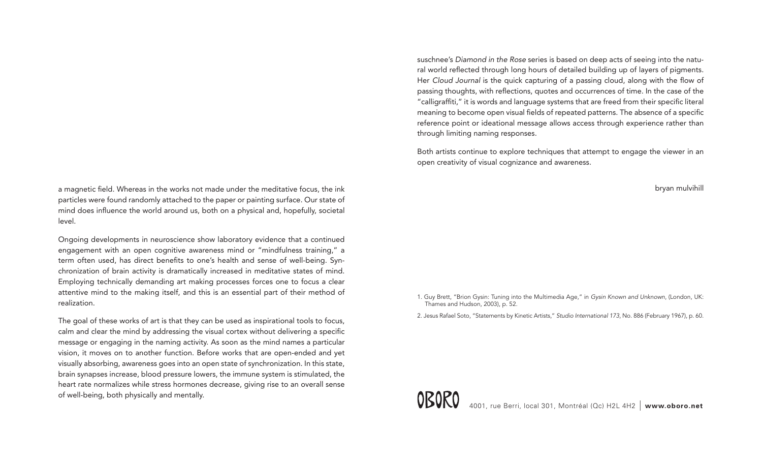a magnetic field. Whereas in the works not made under the meditative focus, the ink particles were found randomly attached to the paper or painting surface. Our state of mind does influence the world around us, both on a physical and, hopefully, societal level.

Ongoing developments in neuroscience show laboratory evidence that a continued engagement with an open cognitive awareness mind or "mindfulness training," a term often used, has direct benefits to one's health and sense of well-being. Synchronization of brain activity is dramatically increased in meditative states of mind. Employing technically demanding art making processes forces one to focus a clear attentive mind to the making itself, and this is an essential part of their method of realization.

The goal of these works of art is that they can be used as inspirational tools to focus, calm and clear the mind by addressing the visual cortex without delivering a specific message or engaging in the naming activity. As soon as the mind names a particular vision, it moves on to another function. Before works that are open-ended and yet visually absorbing, awareness goes into an open state of synchronization. In this state, brain synapses increase, blood pressure lowers, the immune system is stimulated, the heart rate normalizes while stress hormones decrease, giving rise to an overall sense of well-being, both physically and mentally.

suschnee's *Diamond in the Rose* series is based on deep acts of seeing into the natural world reflected through long hours of detailed building up of layers of pigments. Her *Cloud Journal* is the quick capturing of a passing cloud, along with the flow of passing thoughts, with reflections, quotes and occurrences of time. In the case of the "calligraffiti," it is words and language systems that are freed from their specific literal meaning to become open visual fields of repeated patterns. The absence of a specific reference point or ideational message allows access through experience rather than through limiting naming responses.

Both artists continue to explore techniques that attempt to engage the viewer in an open creativity of visual cognizance and awareness.

bryan mulvihill

1. Guy Brett, "Brion Gysin: Tuning into the Multimedia Age," in *Gysin Known and Unknown*, (London, UK: Thames and Hudson, 2003), p. 52.

2. Jesus Rafael Soto, "Statements by Kinetic Artists," *Studio International 173*, No. 886 (February 1967), p. 60.

OBORO 4001, rue Berri, local 301, Montréal (Qc) H2L 4H2 | **www.oboro.net**